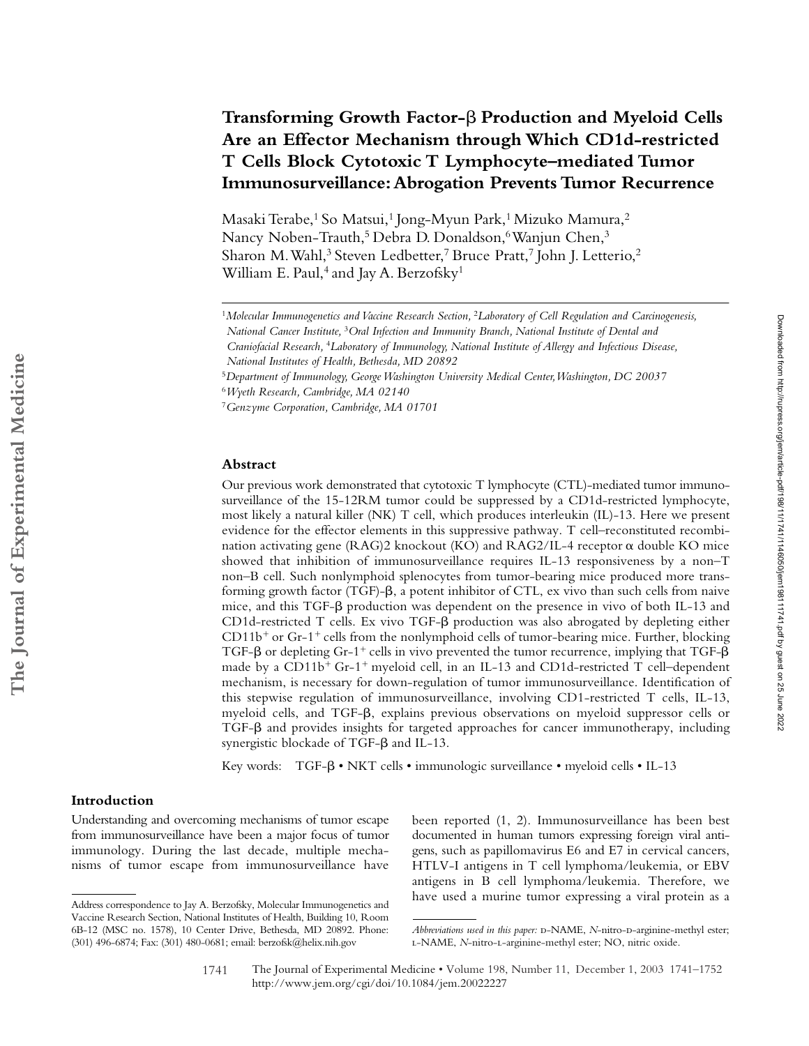# Transforming Growth Factor-β Production and Myeloid Cells Are an Effector Mechanism through Which CD1d-restricted T Cells Block Cytotoxic T Lymphocyte–mediated Tumor Immunosurveillance: Abrogation Prevents Tumor Recurrence

Masaki Terabe,[1] So Matsui,[1] Jong-Myun Park,[1] Mizuko Mamura,[2] Nancy Noben-Trauth,[5] Debra D. Donaldson,[6] Wanjun Chen,[3] Sharon M. Wahl,[3] Steven Ledbetter,[7] Bruce Pratt,[7] John J. Letterio,[2] William E. Paul,[4] and Jay A. Berzofsky[1]

[1]*Molecular Immunogenetics and Vaccine Research Section,* [2]*Laboratory of Cell Regulation and Carcinogenesis, National Cancer Institute,* [3]*Oral Infection and Immunity Branch, National Institute of Dental and Craniofacial Research,* [4]*Laboratory of Immunology, National Institute of Allergy and Infectious Disease, National Institutes of Health, Bethesda, MD 20892*

[5]*Department of Immunology, George Washington University Medical Center, Washington, DC 20037*

[6]*Wyeth Research, Cambridge, MA 02140*

[7]*Genzyme Corporation, Cambridge, MA 01701*

## Abstract

Our previous work demonstrated that cytotoxic T lymphocyte (CTL)-mediated tumor immunosurveillance of the 15-12RM tumor could be suppressed by a CD1d-restricted lymphocyte, most likely a natural killer (NK) T cell, which produces interleukin (IL)-13. Here we present evidence for the effector elements in this suppressive pathway. T cell–reconstituted recombination activating gene (RAG)2 knockout (KO) and RAG2/IL-4 receptor α double KO mice showed that inhibition of immunosurveillance requires IL-13 responsiveness by a non–T non–B cell. Such nonlymphoid splenocytes from tumor-bearing mice produced more transforming growth factor (TGF)-β, a potent inhibitor of CTL, ex vivo than such cells from naive mice, and this TGF-β production was dependent on the presence in vivo of both IL-13 and CD1d-restricted T cells. Ex vivo TGF-β production was also abrogated by depleting either $CD11b^+$ or $Gr\text{-}1^+$ cells from the nonlymphoid cells of tumor-bearing mice. Further, blocking TGF-β or depleting $Gr\text{-}1^+$ cells in vivo prevented the tumor recurrence, implying that TGF-β made by a $CD11b^+$ $Gr\text{-}1^+$ myeloid cell, in an IL-13 and CD1d-restricted T cell–dependent mechanism, is necessary for down-regulation of tumor immunosurveillance. Identification of this stepwise regulation of immunosurveillance, involving CD1-restricted T cells, IL-13, myeloid cells, and TGF-β, explains previous observations on myeloid suppressor cells or TGF-β and provides insights for targeted approaches for cancer immunotherapy, including synergistic blockade of TGF-β and IL-13.

Key words: TGF-β • NKT cells • immunologic surveillance • myeloid cells • IL-13

## Introduction

Understanding and overcoming mechanisms of tumor escape from immunosurveillance have been a major focus of tumor immunology. During the last decade, multiple mechanisms of tumor escape from immunosurveillance have been reported (1, 2). Immunosurveillance has been best documented in human tumors expressing foreign viral antigens, such as papillomavirus E6 and E7 in cervical cancers, HTLV-I antigens in T cell lymphoma/leukemia, or EBV antigens in B cell lymphoma/leukemia. Therefore, we have used a murine tumor expressing a viral protein as a

Address correspondence to Jay A. Berzofsky, Molecular Immunogenetics and Vaccine Research Section, National Institutes of Health, Building 10, Room 6B-12 (MSC no. 1578), 10 Center Drive, Bethesda, MD 20892. Phone: (301) 496-6874; Fax: (301) 480-0681; email: berzofsk@helix.nih.gov

*Abbreviations used in this paper:* D-NAME, *N*-nitro-D-arginine-methyl ester; L-NAME, *N*-nitro-L-arginine-methyl ester; NO, nitric oxide.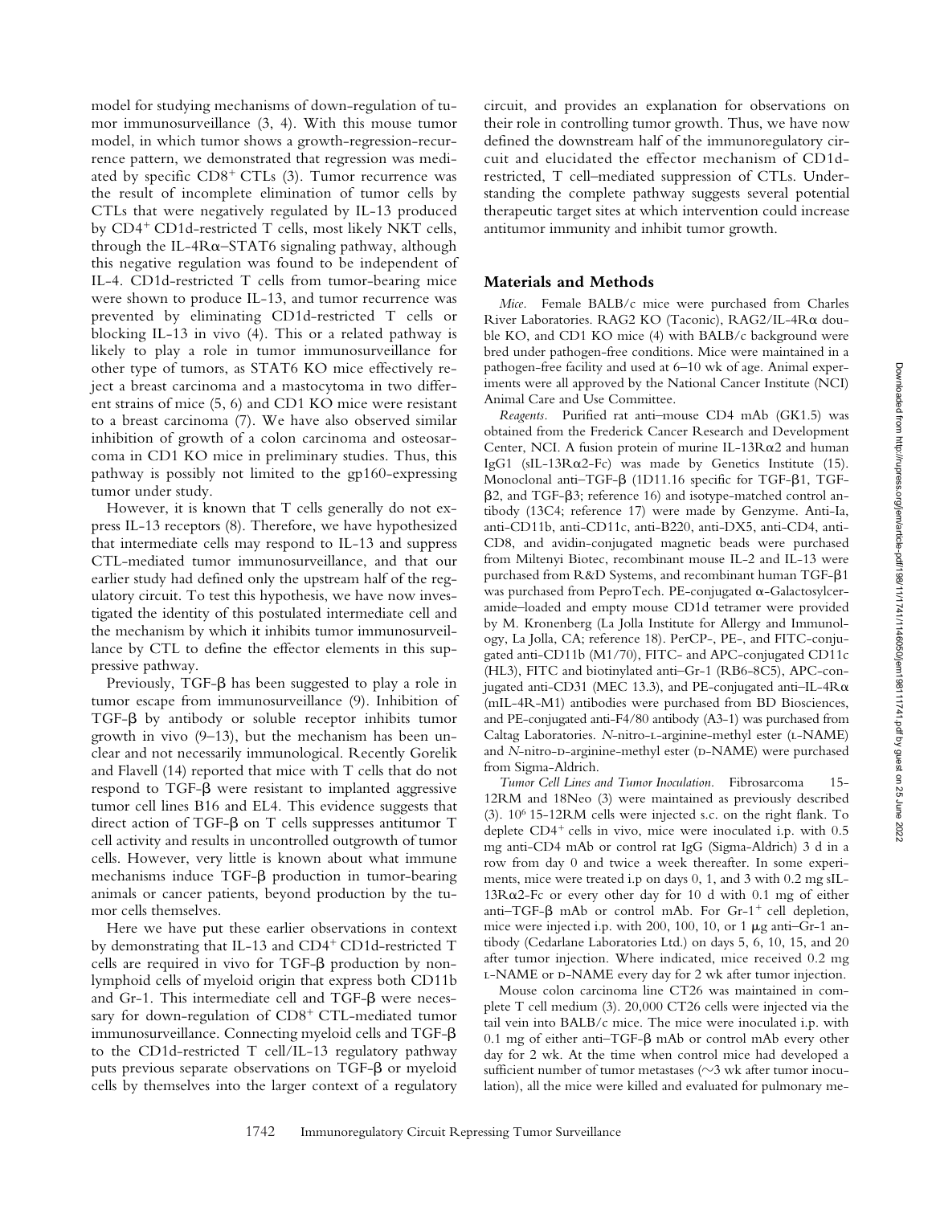model for studying mechanisms of down-regulation of tumor immunosurveillance (3, 4). With this mouse tumor model, in which tumor shows a growth-regression-recurrence pattern, we demonstrated that regression was mediated by specific $CD8^+$ CTLs (3). Tumor recurrence was the result of incomplete elimination of tumor cells by CTLs that were negatively regulated by IL-13 produced by $CD4^+$ CD1d-restricted T cells, most likely NKT cells, through the IL-4Rα–STAT6 signaling pathway, although this negative regulation was found to be independent of IL-4. CD1d-restricted T cells from tumor-bearing mice were shown to produce IL-13, and tumor recurrence was prevented by eliminating CD1d-restricted T cells or blocking IL-13 in vivo (4). This or a related pathway is likely to play a role in tumor immunosurveillance for other type of tumors, as STAT6 KO mice effectively reject a breast carcinoma and a mastocytoma in two different strains of mice (5, 6) and CD1 KO mice were resistant to a breast carcinoma (7). We have also observed similar inhibition of growth of a colon carcinoma and osteosarcoma in CD1 KO mice in preliminary studies. Thus, this pathway is possibly not limited to the gp160-expressing tumor under study.

However, it is known that T cells generally do not express IL-13 receptors (8). Therefore, we have hypothesized that intermediate cells may respond to IL-13 and suppress CTL-mediated tumor immunosurveillance, and that our earlier study had defined only the upstream half of the regulatory circuit. To test this hypothesis, we have now investigated the identity of this postulated intermediate cell and the mechanism by which it inhibits tumor immunosurveillance by CTL to define the effector elements in this suppressive pathway.

Previously, TGF-β has been suggested to play a role in tumor escape from immunosurveillance (9). Inhibition of TGF-β by antibody or soluble receptor inhibits tumor growth in vivo (9–13), but the mechanism has been unclear and not necessarily immunological. Recently Gorelik and Flavell (14) reported that mice with T cells that do not respond to TGF-β were resistant to implanted aggressive tumor cell lines B16 and EL4. This evidence suggests that direct action of TGF-β on T cells suppresses antitumor T cell activity and results in uncontrolled outgrowth of tumor cells. However, very little is known about what immune mechanisms induce TGF-β production in tumor-bearing animals or cancer patients, beyond production by the tumor cells themselves.

Here we have put these earlier observations in context by demonstrating that IL-13 and $CD4^+$ CD1d-restricted T cells are required in vivo for TGF-β production by nonlymphoid cells of myeloid origin that express both CD11b and Gr-1. This intermediate cell and TGF-β were necessary for down-regulation of $CD8^+$ CTL-mediated tumor immunosurveillance. Connecting myeloid cells and TGF-β to the CD1d-restricted T cell/IL-13 regulatory pathway puts previous separate observations on TGF-β or myeloid cells by themselves into the larger context of a regulatory circuit, and provides an explanation for observations on their role in controlling tumor growth. Thus, we have now defined the downstream half of the immunoregulatory circuit and elucidated the effector mechanism of CD1d-restricted, T cell–mediated suppression of CTLs. Understanding the complete pathway suggests several potential therapeutic target sites at which intervention could increase antitumor immunity and inhibit tumor growth.

## Materials and Methods

*Mice.* Female BALB/c mice were purchased from Charles River Laboratories. RAG2 KO (Taconic), RAG2/IL-4Rα double KO, and CD1 KO mice (4) with BALB/c background were bred under pathogen-free conditions. Mice were maintained in a pathogen-free facility and used at 6–10 wk of age. Animal experiments were all approved by the National Cancer Institute (NCI) Animal Care and Use Committee.

*Reagents.* Purified rat anti–mouse CD4 mAb (GK1.5) was obtained from the Frederick Cancer Research and Development Center, NCI. A fusion protein of murine IL-13Rα2 and human IgG1 (sIL-13Rα2-Fc) was made by Genetics Institute (15). Monoclonal anti–TGF-β (1D11.16 specific for TGF-β1, TGF-β2, and TGF-β3; reference 16) and isotype-matched control antibody (13C4; reference 17) were made by Genzyme. Anti-Ia, anti-CD11b, anti-CD11c, anti-B220, anti-DX5, anti-CD4, anti-CD8, and avidin-conjugated magnetic beads were purchased from Miltenyi Biotec, recombinant mouse IL-2 and IL-13 were purchased from R&D Systems, and recombinant human TGF-β1 was purchased from PeproTech. PE-conjugated α-Galactosylceramide–loaded and empty mouse CD1d tetramer were provided by M. Kronenberg (La Jolla Institute for Allergy and Immunology, La Jolla, CA; reference 18). PerCP-, PE-, and FITC-conjugated anti-CD11b (M1/70), FITC- and APC-conjugated CD11c (HL3), FITC and biotinylated anti–Gr-1 (RB6-8C5), APC-conjugated anti-CD31 (MEC 13.3), and PE-conjugated anti–IL-4Rα (mIL-4R-M1) antibodies were purchased from BD Biosciences, and PE-conjugated anti-F4/80 antibody (A3-1) was purchased from Caltag Laboratories. *N*-nitro-L-arginine-methyl ester (L-NAME) and *N*-nitro-D-arginine-methyl ester (D-NAME) were purchased from Sigma-Aldrich.

*Tumor Cell Lines and Tumor Inoculation.* Fibrosarcoma 15-12RM and 18Neo (3) were maintained as previously described (3). $10^6$ 15-12RM cells were injected s.c. on the right flank. To deplete $CD4^+$ cells in vivo, mice were inoculated i.p. with 0.5 mg anti-CD4 mAb or control rat IgG (Sigma-Aldrich) 3 d in a row from day 0 and twice a week thereafter. In some experiments, mice were treated i.p on days 0, 1, and 3 with 0.2 mg sIL-13Rα2-Fc or every other day for 10 d with 0.1 mg of either anti–TGF-β mAb or control mAb. For $Gr\text{-}1^+$ cell depletion, mice were injected i.p. with 200, 100, 10, or 1 μg anti–Gr-1 antibody (Cedarlane Laboratories Ltd.) on days 5, 6, 10, 15, and 20 after tumor injection. Where indicated, mice received 0.2 mg L-NAME or D-NAME every day for 2 wk after tumor injection.

Mouse colon carcinoma line CT26 was maintained in complete T cell medium (3). 20,000 CT26 cells were injected via the tail vein into BALB/c mice. The mice were inoculated i.p. with 0.1 mg of either anti–TGF-β mAb or control mAb every other day for 2 wk. At the time when control mice had developed a sufficient number of tumor metastases (~3 wk after tumor inoculation), all the mice were killed and evaluated for pulmonary me-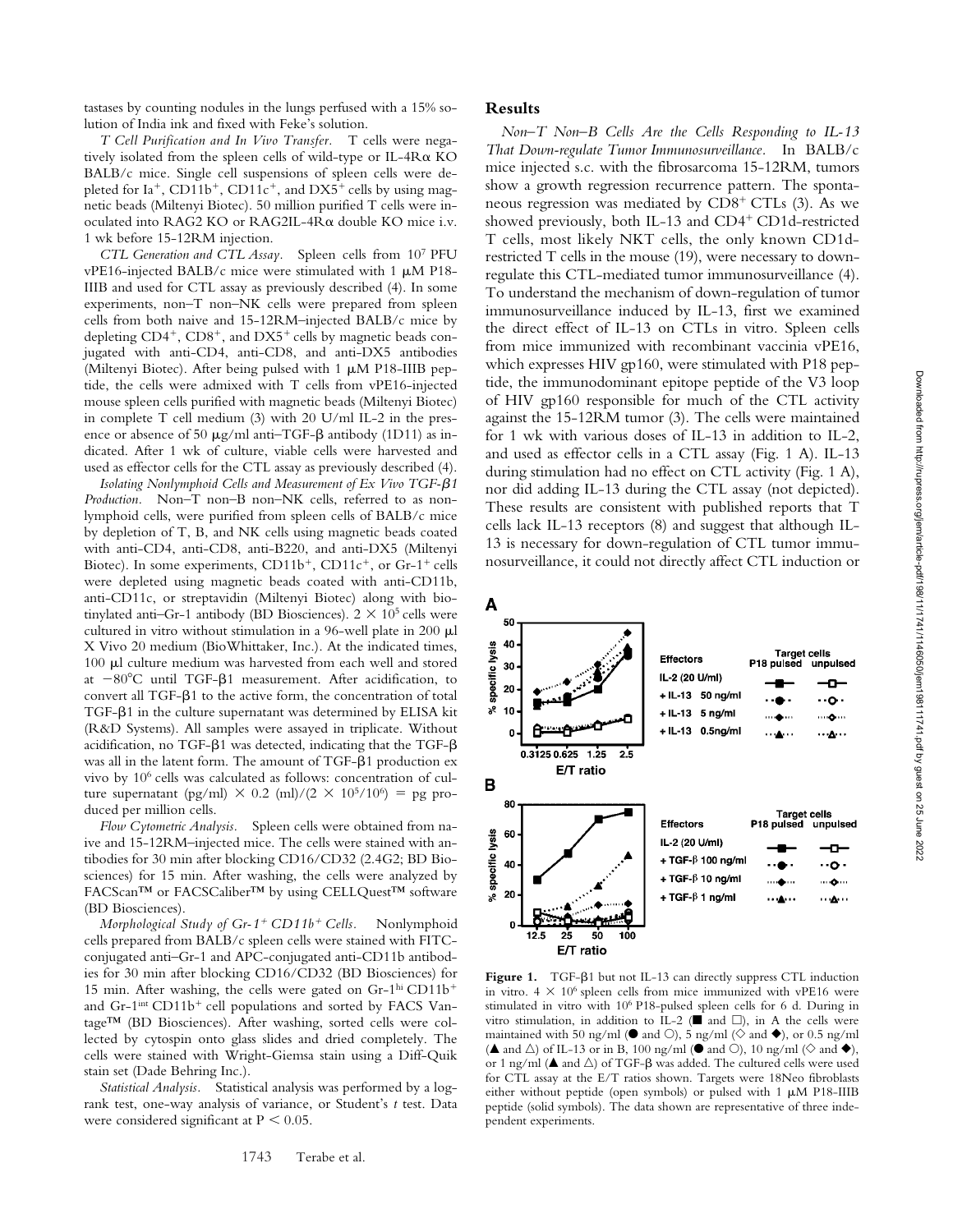tastases by counting nodules in the lungs perfused with a 15% solution of India ink and fixed with Feke's solution.

*T Cell Purification and In Vivo Transfer.* T cells were negatively isolated from the spleen cells of wild-type or IL-4Rα KO BALB/c mice. Single cell suspensions of spleen cells were depleted for Ia$^+$, CD11b$^+$, CD11c$^+$, and DX5$^+$ cells by using magnetic beads (Miltenyi Biotec). 50 million purified T cells were inoculated into RAG2 KO or RAG2IL-4Rα double KO mice i.v. 1 wk before 15-12RM injection.

*CTL Generation and CTL Assay.* Spleen cells from $10^7$ PFU vPE16-injected BALB/c mice were stimulated with 1 μM P18-IIIB and used for CTL assay as previously described (4). In some experiments, non–T non–NK cells were prepared from spleen cells from both naive and 15-12RM–injected BALB/c mice by depleting CD4$^+$, CD8$^+$, and DX5$^+$ cells by magnetic beads conjugated with anti-CD4, anti-CD8, and anti-DX5 antibodies (Miltenyi Biotec). After being pulsed with 1 μM P18-IIIB peptide, the cells were admixed with T cells from vPE16-injected mouse spleen cells purified with magnetic beads (Miltenyi Biotec) in complete T cell medium (3) with 20 U/ml IL-2 in the presence or absence of 50 μg/ml anti–TGF-β antibody (1D11) as indicated. After 1 wk of culture, viable cells were harvested and used as effector cells for the CTL assay as previously described (4).

*Isolating Nonlymphoid Cells and Measurement of Ex Vivo TGF-β1 Production.* Non–T non–B non–NK cells, referred to as nonlymphoid cells, were purified from spleen cells of BALB/c mice by depletion of T, B, and NK cells using magnetic beads coated with anti-CD4, anti-CD8, anti-B220, and anti-DX5 (Miltenyi Biotec). In some experiments, CD11b$^+$, CD11c$^+$, or Gr-1$^+$ cells were depleted using magnetic beads coated with anti-CD11b, anti-CD11c, or streptavidin (Miltenyi Biotec) along with biotinylated anti–Gr-1 antibody (BD Biosciences). $2 \times 10^5$ cells were cultured in vitro without stimulation in a 96-well plate in 200 μl X Vivo 20 medium (BioWhittaker, Inc.). At the indicated times, 100 μl culture medium was harvested from each well and stored at −80°C until TGF-β1 measurement. After acidification, to convert all TGF-β1 to the active form, the concentration of total TGF-β1 in the culture supernatant was determined by ELISA kit (R&D Systems). All samples were assayed in triplicate. Without acidification, no TGF-β1 was detected, indicating that the TGF-β was all in the latent form. The amount of TGF-β1 production ex vivo by $10^6$ cells was calculated as follows: concentration of culture supernatant (pg/ml) $\times$ 0.2 (ml)/($2 \times 10^5/10^6$) = pg produced per million cells.

*Flow Cytometric Analysis.* Spleen cells were obtained from naive and 15-12RM–injected mice. The cells were stained with antibodies for 30 min after blocking CD16/CD32 (2.4G2; BD Biosciences) for 15 min. After washing, the cells were analyzed by FACScan™ or FACSCaliber™ by using CELLQuest™ software (BD Biosciences).

*Morphological Study of Gr-1$^+$ CD11b$^+$ Cells.* Nonlymphoid cells prepared from BALB/c spleen cells were stained with FITC-conjugated anti–Gr-1 and APC-conjugated anti-CD11b antibodies for 30 min after blocking CD16/CD32 (BD Biosciences) for 15 min. After washing, the cells were gated on Gr-1$^{hi}$ CD11b$^+$ and Gr-1$^{int}$ CD11b$^+$ cell populations and sorted by FACS Vantage™ (BD Biosciences). After washing, sorted cells were collected by cytospin onto glass slides and dried completely. The cells were stained with Wright-Giemsa stain using a Diff-Quik stain set (Dade Behring Inc.).

*Statistical Analysis.* Statistical analysis was performed by a log-rank test, one-way analysis of variance, or Student's *t* test. Data were considered significant at $P < 0.05$.

## Results

*Non–T Non–B Cells Are the Cells Responding to IL-13 That Down-regulate Tumor Immunosurveillance.* In BALB/c mice injected s.c. with the fibrosarcoma 15-12RM, tumors show a growth regression recurrence pattern. The spontaneous regression was mediated by CD8$^+$ CTLs (3). As we showed previously, both IL-13 and CD4$^+$ CD1d-restricted T cells, most likely NKT cells, the only known CD1d-restricted T cells in the mouse (19), were necessary to down-regulate this CTL-mediated tumor immunosurveillance (4). To understand the mechanism of down-regulation of tumor immunosurveillance induced by IL-13, first we examined the direct effect of IL-13 on CTLs in vitro. Spleen cells from mice immunized with recombinant vaccinia vPE16, which expresses HIV gp160, were stimulated with P18 peptide, the immunodominant epitope peptide of the V3 loop of HIV gp160 responsible for much of the CTL activity against the 15-12RM tumor (3). The cells were maintained for 1 wk with various doses of IL-13 in addition to IL-2, and used as effector cells in a CTL assay (Fig. 1 A). IL-13 during stimulation had no effect on CTL activity (Fig. 1 A), nor did adding IL-13 during the CTL assay (not depicted). These results are consistent with published reports that T cells lack IL-13 receptors (8) and suggest that although IL-13 is necessary for down-regulation of CTL tumor immunosurveillance, it could not directly affect CTL induction or

**Figure 1.** TGF-β1 but not IL-13 can directly suppress CTL induction in vitro. $4 \times 10^6$ spleen cells from mice immunized with vPE16 were stimulated in vitro with $10^6$ P18-pulsed spleen cells for 6 d. During in vitro stimulation, in addition to IL-2 (■ and □), in A the cells were maintained with 50 ng/ml (● and ○), 5 ng/ml (◇ and ◆), or 0.5 ng/ml (▲ and △) of IL-13 or in B, 100 ng/ml (● and ○), 10 ng/ml (◇ and ◆), or 1 ng/ml (▲ and △) of TGF-β was added. The cultured cells were used for CTL assay at the E/T ratios shown. Targets were 18Neo fibroblasts either without peptide (open symbols) or pulsed with 1 μM P18-IIIB peptide (solid symbols). The data shown are representative of three independent experiments.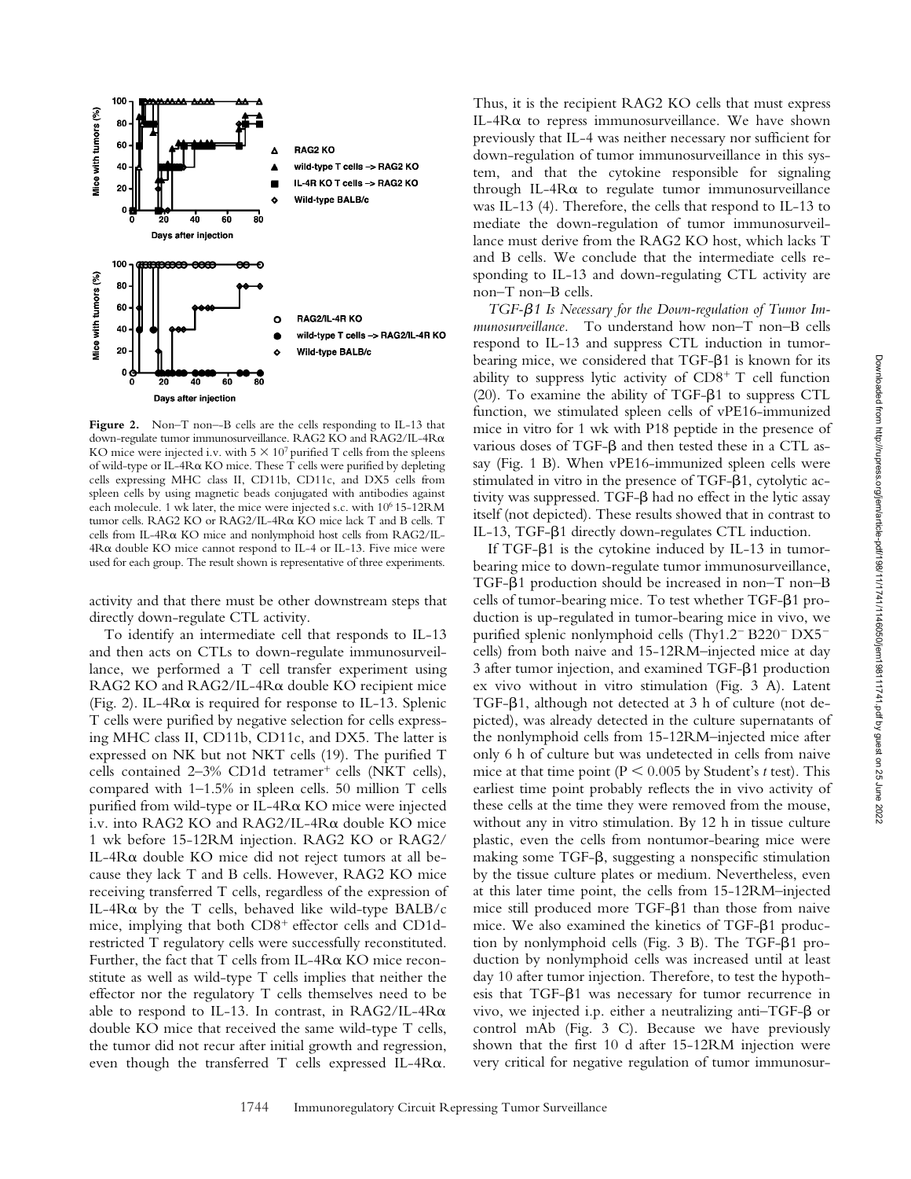**Figure 2.** Non–T non—B cells are the cells responding to IL-13 that down-regulate tumor immunosurveillance. RAG2 KO and RAG2/IL-4Rα KO mice were injected i.v. with $5 \times 10^7$ purified T cells from the spleens of wild-type or IL-4Rα KO mice. These T cells were purified by depleting cells expressing MHC class II, CD11b, CD11c, and DX5 cells from spleen cells by using magnetic beads conjugated with antibodies against each molecule. 1 wk later, the mice were injected s.c. with $10^6$ 15-12RM tumor cells. RAG2 KO or RAG2/IL-4Rα KO mice lack T and B cells. T cells from IL-4Rα KO mice and nonlymphoid host cells from RAG2/IL-4Rα double KO mice cannot respond to IL-4 or IL-13. Five mice were used for each group. The result shown is representative of three experiments.

activity and that there must be other downstream steps that directly down-regulate CTL activity.

To identify an intermediate cell that responds to IL-13 and then acts on CTLs to down-regulate immunosurveillance, we performed a T cell transfer experiment using RAG2 KO and RAG2/IL-4Rα double KO recipient mice (Fig. 2). IL-4Rα is required for response to IL-13. Splenic T cells were purified by negative selection for cells expressing MHC class II, CD11b, CD11c, and DX5. The latter is expressed on NK but not NKT cells (19). The purified T cells contained 2–3% CD1d tetramer$^+$ cells (NKT cells), compared with 1–1.5% in spleen cells. 50 million T cells purified from wild-type or IL-4Rα KO mice were injected i.v. into RAG2 KO and RAG2/IL-4Rα double KO mice 1 wk before 15-12RM injection. RAG2 KO or RAG2/IL-4Rα double KO mice did not reject tumors at all because they lack T and B cells. However, RAG2 KO mice receiving transferred T cells, regardless of the expression of IL-4Rα by the T cells, behaved like wild-type BALB/c mice, implying that both CD8$^+$ effector cells and CD1d-restricted T regulatory cells were successfully reconstituted. Further, the fact that T cells from IL-4Rα KO mice reconstitute as well as wild-type T cells implies that neither the effector nor the regulatory T cells themselves need to be able to respond to IL-13. In contrast, in RAG2/IL-4Rα double KO mice that received the same wild-type T cells, the tumor did not recur after initial growth and regression, even though the transferred T cells expressed IL-4Rα. Thus, it is the recipient RAG2 KO cells that must express IL-4Rα to repress immunosurveillance. We have shown previously that IL-4 was neither necessary nor sufficient for down-regulation of tumor immunosurveillance in this system, and that the cytokine responsible for signaling through IL-4Rα to regulate tumor immunosurveillance was IL-13 (4). Therefore, the cells that respond to IL-13 to mediate the down-regulation of tumor immunosurveillance must derive from the RAG2 KO host, which lacks T and B cells. We conclude that the intermediate cells responding to IL-13 and down-regulating CTL activity are non–T non–B cells.

*TGF-β1 Is Necessary for the Down-regulation of Tumor Immunosurveillance.* To understand how non–T non–B cells respond to IL-13 and suppress CTL induction in tumor-bearing mice, we considered that TGF-β1 is known for its ability to suppress lytic activity of CD8$^+$ T cell function (20). To examine the ability of TGF-β1 to suppress CTL function, we stimulated spleen cells of vPE16-immunized mice in vitro for 1 wk with P18 peptide in the presence of various doses of TGF-β and then tested these in a CTL assay (Fig. 1 B). When vPE16-immunized spleen cells were stimulated in vitro in the presence of TGF-β1, cytolytic activity was suppressed. TGF-β had no effect in the lytic assay itself (not depicted). These results showed that in contrast to IL-13, TGF-β1 directly down-regulates CTL induction.

If TGF-β1 is the cytokine induced by IL-13 in tumor-bearing mice to down-regulate tumor immunosurveillance, TGF-β1 production should be increased in non–T non–B cells of tumor-bearing mice. To test whether TGF-β1 production is up-regulated in tumor-bearing mice in vivo, we purified splenic nonlymphoid cells (Thy1.2$^-$ B220$^-$ DX5$^-$ cells) from both naive and 15-12RM–injected mice at day 3 after tumor injection, and examined TGF-β1 production ex vivo without in vitro stimulation (Fig. 3 A). Latent TGF-β1, although not detected at 3 h of culture (not depicted), was already detected in the culture supernatants of the nonlymphoid cells from 15-12RM–injected mice after only 6 h of culture but was undetected in cells from naive mice at that time point ($P < 0.005$ by Student's *t* test). This earliest time point probably reflects the in vivo activity of these cells at the time they were removed from the mouse, without any in vitro stimulation. By 12 h in tissue culture plastic, even the cells from nontumor-bearing mice were making some TGF-β, suggesting a nonspecific stimulation by the tissue culture plates or medium. Nevertheless, even at this later time point, the cells from 15-12RM–injected mice still produced more TGF-β1 than those from naive mice. We also examined the kinetics of TGF-β1 production by nonlymphoid cells (Fig. 3 B). The TGF-β1 production by nonlymphoid cells was increased until at least day 10 after tumor injection. Therefore, to test the hypothesis that TGF-β1 was necessary for tumor recurrence in vivo, we injected i.p. either a neutralizing anti–TGF-β or control mAb (Fig. 3 C). Because we have previously shown that the first 10 d after 15-12RM injection were very critical for negative regulation of tumor immunosur-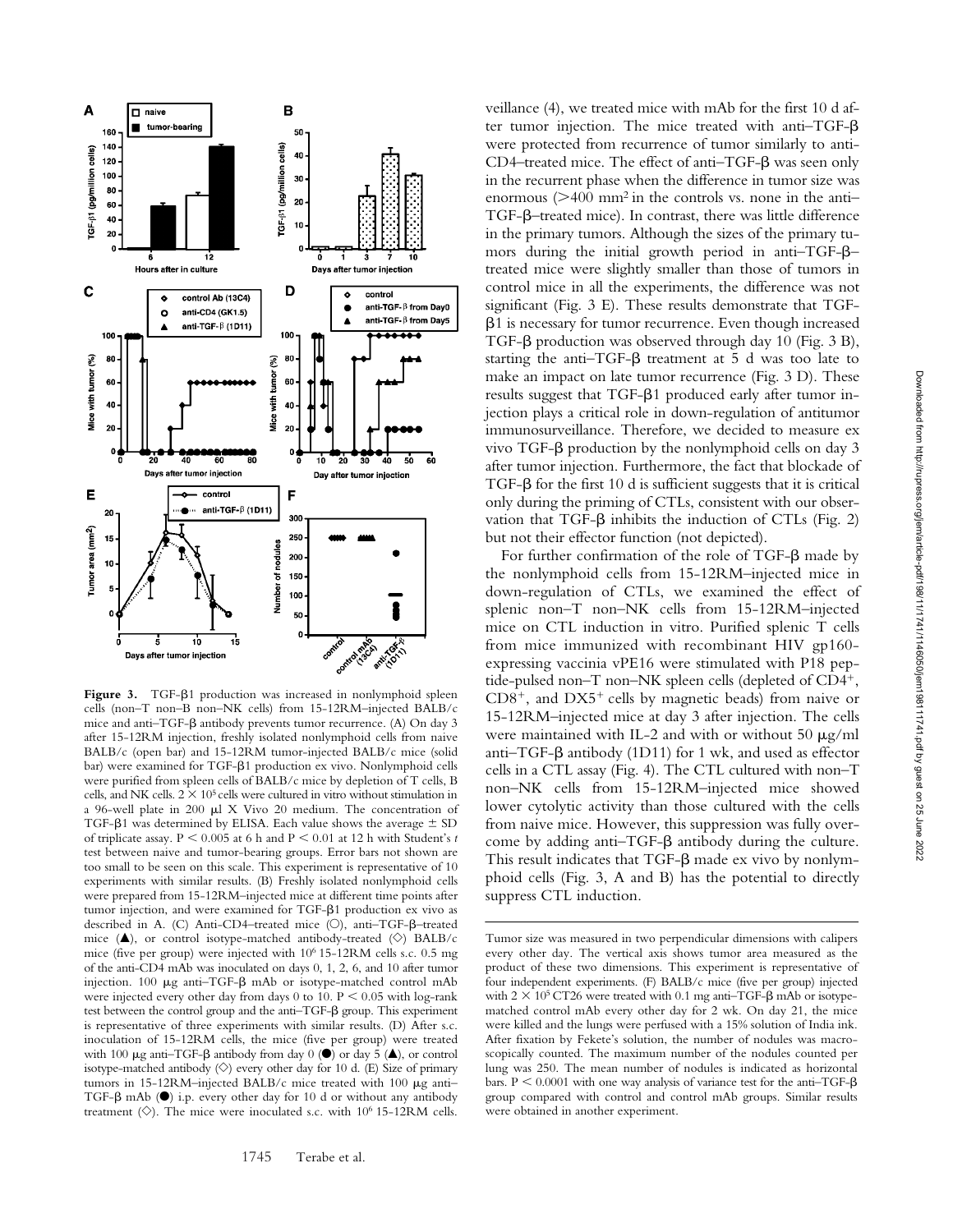**Figure 3.** TGF-β1 production was increased in nonlymphoid spleen cells (non–T non–B non–NK cells) from 15-12RM–injected BALB/c mice and anti–TGF-β antibody prevents tumor recurrence. (A) On day 3 after 15-12RM injection, freshly isolated nonlymphoid cells from naive BALB/c (open bar) and 15-12RM tumor-injected BALB/c mice (solid bar) were examined for TGF-β1 production ex vivo. Nonlymphoid cells were purified from spleen cells of BALB/c mice by depletion of T cells, B cells, and NK cells. $2 \times 10^5$ cells were cultured in vitro without stimulation in a 96-well plate in 200 μl X Vivo 20 medium. The concentration of TGF-β1 was determined by ELISA. Each value shows the average ± SD of triplicate assay. $P < 0.005$ at 6 h and $P < 0.01$ at 12 h with Student's *t* test between naive and tumor-bearing groups. Error bars not shown are too small to be seen on this scale. This experiment is representative of 10 experiments with similar results. (B) Freshly isolated nonlymphoid cells were prepared from 15-12RM–injected mice at different time points after tumor injection, and were examined for TGF-β1 production ex vivo as described in A. (C) Anti-CD4–treated mice (○), anti–TGF-β–treated mice (▲), or control isotype-matched antibody-treated (◇) BALB/c mice (five per group) were injected with $10^6$ 15-12RM cells s.c. 0.5 mg of the anti-CD4 mAb was inoculated on days 0, 1, 2, 6, and 10 after tumor injection. 100 μg anti–TGF-β mAb or isotype-matched control mAb were injected every other day from days 0 to 10. $P < 0.05$ with log-rank test between the control group and the anti–TGF-β group. This experiment is representative of three experiments with similar results. (D) After s.c. inoculation of 15-12RM cells, the mice (five per group) were treated with 100 μg anti–TGF-β antibody from day 0 (●) or day 5 (▲), or control isotype-matched antibody (◇) every other day for 10 d. (E) Size of primary tumors in 15-12RM–injected BALB/c mice treated with 100 μg anti–TGF-β mAb (●) i.p. every other day for 10 d or without any antibody treatment (◇). The mice were inoculated s.c. with $10^6$ 15-12RM cells. Tumor size was measured in two perpendicular dimensions with calipers every other day. The vertical axis shows tumor area measured as the product of these two dimensions. This experiment is representative of four independent experiments. (F) BALB/c mice (five per group) injected with $2 \times 10^5$ CT26 were treated with 0.1 mg anti–TGF-β mAb or isotype-matched control mAb every other day for 2 wk. On day 21, the mice were killed and the lungs were perfused with a 15% solution of India ink. After fixation by Fekete's solution, the number of nodules was macroscopically counted. The maximum number of the nodules counted per lung was 250. The mean number of nodules is indicated as horizontal bars. $P < 0.0001$ with one way analysis of variance test for the anti–TGF-β group compared with control and control mAb groups. Similar results were obtained in another experiment.

veillance (4), we treated mice with mAb for the first 10 d after tumor injection. The mice treated with anti–TGF-β were protected from recurrence of tumor similarly to anti-CD4–treated mice. The effect of anti–TGF-β was seen only in the recurrent phase when the difference in tumor size was enormous (>400 mm² in the controls vs. none in the anti–TGF-β–treated mice). In contrast, there was little difference in the primary tumors. Although the sizes of the primary tumors during the initial growth period in anti–TGF-β–treated mice were slightly smaller than those of tumors in control mice in all the experiments, the difference was not significant (Fig. 3 E). These results demonstrate that TGF-β1 is necessary for tumor recurrence. Even though increased TGF-β production was observed through day 10 (Fig. 3 B), starting the anti–TGF-β treatment at 5 d was too late to make an impact on late tumor recurrence (Fig. 3 D). These results suggest that TGF-β1 produced early after tumor injection plays a critical role in down-regulation of antitumor immunosurveillance. Therefore, we decided to measure ex vivo TGF-β production by the nonlymphoid cells on day 3 after tumor injection. Furthermore, the fact that blockade of TGF-β for the first 10 d is sufficient suggests that it is critical only during the priming of CTLs, consistent with our observation that TGF-β inhibits the induction of CTLs (Fig. 2) but not their effector function (not depicted).

For further confirmation of the role of TGF-β made by the nonlymphoid cells from 15-12RM–injected mice in down-regulation of CTLs, we examined the effect of splenic non–T non–NK cells from 15-12RM–injected mice on CTL induction in vitro. Purified splenic T cells from mice immunized with recombinant HIV gp160-expressing vaccinia vPE16 were stimulated with P18 peptide-pulsed non–T non–NK spleen cells (depleted of CD4⁺, CD8⁺, and DX5⁺ cells by magnetic beads) from naive or 15-12RM–injected mice at day 3 after injection. The cells were maintained with IL-2 and with or without 50 μg/ml anti–TGF-β antibody (1D11) for 1 wk, and used as effector cells in a CTL assay (Fig. 4). The CTL cultured with non–T non–NK cells from 15-12RM–injected mice showed lower cytolytic activity than those cultured with the cells from naive mice. However, this suppression was fully overcome by adding anti–TGF-β antibody during the culture. This result indicates that TGF-β made ex vivo by nonlymphoid cells (Fig. 3, A and B) has the potential to directly suppress CTL induction.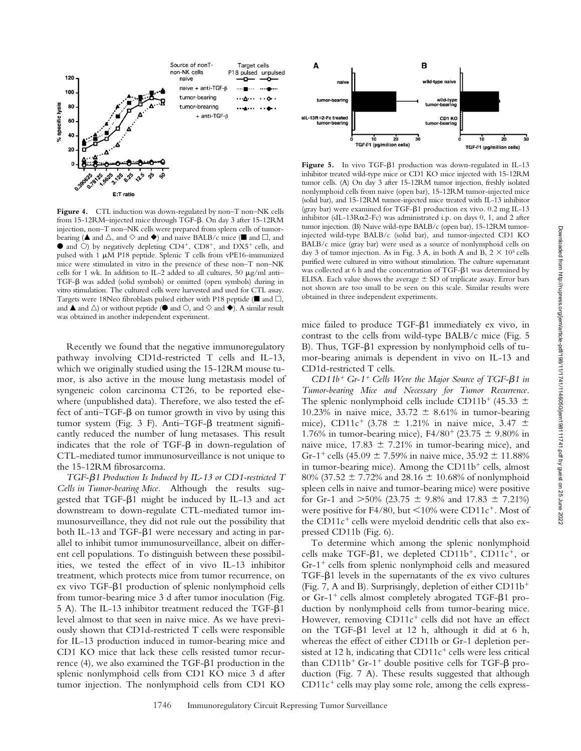**Figure 4.** CTL induction was down-regulated by non–T non–NK cells from 15-12RM–injected mice through TGF-β. On day 3 after 15-12RM injection, non–T non–NK cells were prepared from spleen cells of tumor-bearing (▲ and △, and ◇ and ◆) and naive BALB/c mice (■ and □, and ● and ○) by negatively depleting CD4$^+$, CD8$^+$, and DX5$^+$ cells, and pulsed with 1 μM P18 peptide. Splenic T cells from vPE16-immunized mice were stimulated in vitro in the presence of these non–T non–NK cells for 1 wk. In addition to IL-2 added to all cultures, 50 μg/ml anti–TGF-β was added (solid symbols) or omitted (open symbols) during in vitro stimulation. The cultured cells were harvested and used for CTL assay. Targets were 18Neo fibroblasts pulsed either with P18 peptide (■ and □, and ▲ and △) or without peptide (● and ○, and ◇ and ◆). A similar result was obtained in another independent experiment.

**Figure 5.** In vivo TGF-β1 production was down-regulated in IL-13 inhibitor treated wild-type mice or CD1 KO mice injected with 15-12RM tumor cells. (A) On day 3 after 15-12RM tumor injection, freshly isolated nonlymphoid cells from naive (open bar), 15-12RM tumor-injected mice (solid bar), and 15-12RM tumor-injected mice treated with IL-13 inhibitor (gray bar) were examined for TGF-β1 production ex vivo. 0.2 mg IL-13 inhibitor (sIL-13Rα2-Fc) was administrated i.p. on days 0, 1, and 2 after tumor injection. (B) Naive wild-type BALB/c (open bar), 15-12RM tumor-injected wild-type BALB/c (solid bar), and tumor-injected CD1 KO BALB/c mice (gray bar) were used as a source of nonlymphoid cells on day 3 of tumor injection. As in Fig. 3 A, in both A and B, $2 \times 10^5$ cells purified were cultured in vitro without stimulation. The culture supernatant was collected at 6 h and the concentration of TGF-β1 was determined by ELISA. Each value shows the average ± SD of triplicate assay. Error bars not shown are too small to be seen on this scale. Similar results were obtained in three independent experiments.

Recently we found that the negative immunoregulatory pathway involving CD1d-restricted T cells and IL-13, which we originally studied using the 15-12RM mouse tumor, is also active in the mouse lung metastasis model of syngeneic colon carcinoma CT26, to be reported elsewhere (unpublished data). Therefore, we also tested the effect of anti–TGF-β on tumor growth in vivo by using this tumor system (Fig. 3 F). Anti–TGF-β treatment significantly reduced the number of lung metasases. This result indicates that the role of TGF-β in down-regulation of CTL-mediated tumor immunosurveillance is not unique to the 15-12RM fibrosarcoma.

*TGF-β1 Production Is Induced by IL-13 or CD1-restricted T Cells in Tumor-bearing Mice.* Although the results suggested that TGF-β1 might be induced by IL-13 and act downstream to down-regulate CTL-mediated tumor immunosurveillance, they did not rule out the possibility that both IL-13 and TGF-β1 were necessary and acting in parallel to inhibit tumor immunosurveillance, albeit on different cell populations. To distinguish between these possibilities, we tested the effect of in vivo IL-13 inhibitor treatment, which protects mice from tumor recurrence, on ex vivo TGF-β1 production of splenic nonlymphoid cells from tumor-bearing mice 3 d after tumor inoculation (Fig. 5 A). The IL-13 inhibitor treatment reduced the TGF-β1 level almost to that seen in naive mice. As we have previously shown that CD1d-restricted T cells were responsible for IL-13 production induced in tumor-bearing mice and CD1 KO mice that lack these cells resisted tumor recurrence (4), we also examined the TGF-β1 production in the splenic nonlymphoid cells from CD1 KO mice 3 d after tumor injection. The nonlymphoid cells from CD1 KO mice failed to produce TGF-β1 immediately ex vivo, in contrast to the cells from wild-type BALB/c mice (Fig. 5 B). Thus, TGF-β1 expression by nonlymphoid cells of tumor-bearing animals is dependent in vivo on IL-13 and CD1d-restricted T cells.

*CD11b$^+$ Gr-1$^+$ Cells Were the Major Source of TGF-β1 in Tumor-bearing Mice and Necessary for Tumor Recurrence.* The splenic nonlymphoid cells include CD11b$^+$ (45.33 ± 10.23% in naive mice, 33.72 ± 8.61% in tumor-bearing mice), CD11c$^+$ (3.78 ± 1.21% in naive mice, 3.47 ± 1.76% in tumor-bearing mice), F4/80$^+$ (23.75 ± 9.80% in naive mice, 17.83 ± 7.21% in tumor-bearing mice), and Gr-1$^+$ cells (45.09 ± 7.59% in naive mice, 35.92 ± 11.88% in tumor-bearing mice). Among the CD11b$^+$ cells, almost 80% (37.52 ± 7.72% and 28.16 ± 10.68% of nonlymphoid spleen cells in naive and tumor-bearing mice) were positive for Gr-1 and >50% (23.75 ± 9.8% and 17.83 ± 7.21%) were positive for F4/80, but <10% were CD11c$^+$. Most of the CD11c$^+$ cells were myeloid dendritic cells that also expressed CD11b (Fig. 6).

To determine which among the splenic nonlymphoid cells make TGF-β1, we depleted CD11b$^+$, CD11c$^+$, or Gr-1$^+$ cells from splenic nonlymphoid cells and measured TGF-β1 levels in the supernatants of the ex vivo cultures (Fig. 7, A and B). Surprisingly, depletion of either CD11b$^+$ or Gr-1$^+$ cells almost completely abrogated TGF-β1 production by nonlymphoid cells from tumor-bearing mice. However, removing CD11c$^+$ cells did not have an effect on the TGF-β1 level at 12 h, although it did at 6 h, whereas the effect of either CD11b or Gr-1 depletion persisted at 12 h, indicating that CD11c$^+$ cells were less critical than CD11b$^+$ Gr-1$^+$ double positive cells for TGF-β production (Fig. 7 A). These results suggested that although CD11c$^+$ cells may play some role, among the cells express-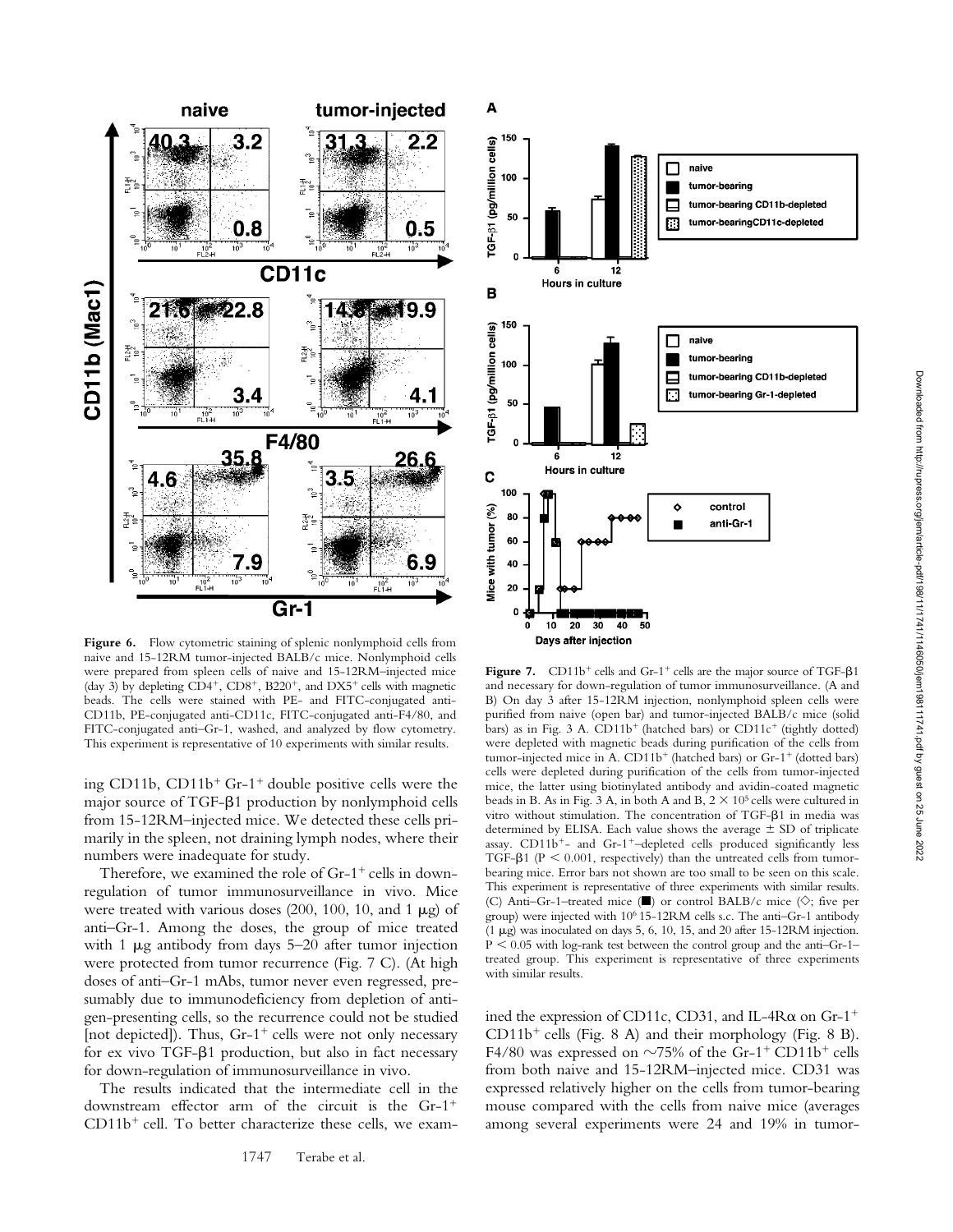**Figure 6.** Flow cytometric staining of splenic nonlymphoid cells from naive and 15-12RM tumor-injected BALB/c mice. Nonlymphoid cells were prepared from spleen cells of naive and 15-12RM–injected mice (day 3) by depleting $CD4^+$, $CD8^+$, $B220^+$, and $DX5^+$ cells with magnetic beads. The cells were stained with PE- and FITC-conjugated anti-CD11b, PE-conjugated anti-CD11c, FITC-conjugated anti-F4/80, and FITC-conjugated anti–Gr-1, washed, and analyzed by flow cytometry. This experiment is representative of 10 experiments with similar results.

**Figure 7.** $CD11b^+$ cells and $Gr\text{-}1^+$ cells are the major source of TGF-β1 and necessary for down-regulation of tumor immunosurveillance. (A and B) On day 3 after 15-12RM injection, nonlymphoid spleen cells were purified from naive (open bar) and tumor-injected BALB/c mice (solid bars) as in Fig. 3 A. $CD11b^+$ (hatched bars) or $CD11c^+$ (tightly dotted) were depleted with magnetic beads during purification of the cells from tumor-injected mice in A. $CD11b^+$ (hatched bars) or $Gr\text{-}1^+$ (dotted bars) cells were depleted during purification of the cells from tumor-injected mice, the latter using biotinylated antibody and avidin-coated magnetic beads in B. As in Fig. 3 A, in both A and B, $2 \times 10^5$ cells were cultured in vitro without stimulation. The concentration of TGF-β1 in media was determined by ELISA. Each value shows the average ± SD of triplicate assay. $CD11b^+$- and $Gr\text{-}1^+$–depleted cells produced significantly less TGF-β1 ($P < 0.001$, respectively) than the untreated cells from tumor-bearing mice. Error bars not shown are too small to be seen on this scale. This experiment is representative of three experiments with similar results. (C) Anti–Gr-1–treated mice (■) or control BALB/c mice (◇; five per group) were injected with $10^6$ 15-12RM cells s.c. The anti–Gr-1 antibody (1 μg) was inoculated on days 5, 6, 10, 15, and 20 after 15-12RM injection. $P < 0.05$ with log-rank test between the control group and the anti–Gr-1–treated group. This experiment is representative of three experiments with similar results.

ing CD11b, $CD11b^+$ $Gr\text{-}1^+$ double positive cells were the major source of TGF-β1 production by nonlymphoid cells from 15-12RM–injected mice. We detected these cells primarily in the spleen, not draining lymph nodes, where their numbers were inadequate for study.

Therefore, we examined the role of $Gr\text{-}1^+$ cells in down-regulation of tumor immunosurveillance in vivo. Mice were treated with various doses (200, 100, 10, and 1 μg) of anti–Gr-1. Among the doses, the group of mice treated with 1 μg antibody from days 5–20 after tumor injection were protected from tumor recurrence (Fig. 7 C). (At high doses of anti–Gr-1 mAbs, tumor never even regressed, presumably due to immunodeficiency from depletion of antigen-presenting cells, so the recurrence could not be studied [not depicted]). Thus, $Gr\text{-}1^+$ cells were not only necessary for ex vivo TGF-β1 production, but also in fact necessary for down-regulation of immunosurveillance in vivo.

The results indicated that the intermediate cell in the downstream effector arm of the circuit is the $Gr\text{-}1^+$ $CD11b^+$ cell. To better characterize these cells, we examined the expression of CD11c, CD31, and IL-4Rα on $Gr\text{-}1^+$ $CD11b^+$ cells (Fig. 8 A) and their morphology (Fig. 8 B). F4/80 was expressed on ~75% of the $Gr\text{-}1^+$ $CD11b^+$ cells from both naive and 15-12RM–injected mice. CD31 was expressed relatively higher on the cells from tumor-bearing mouse compared with the cells from naive mice (averages among several experiments were 24 and 19% in tumor-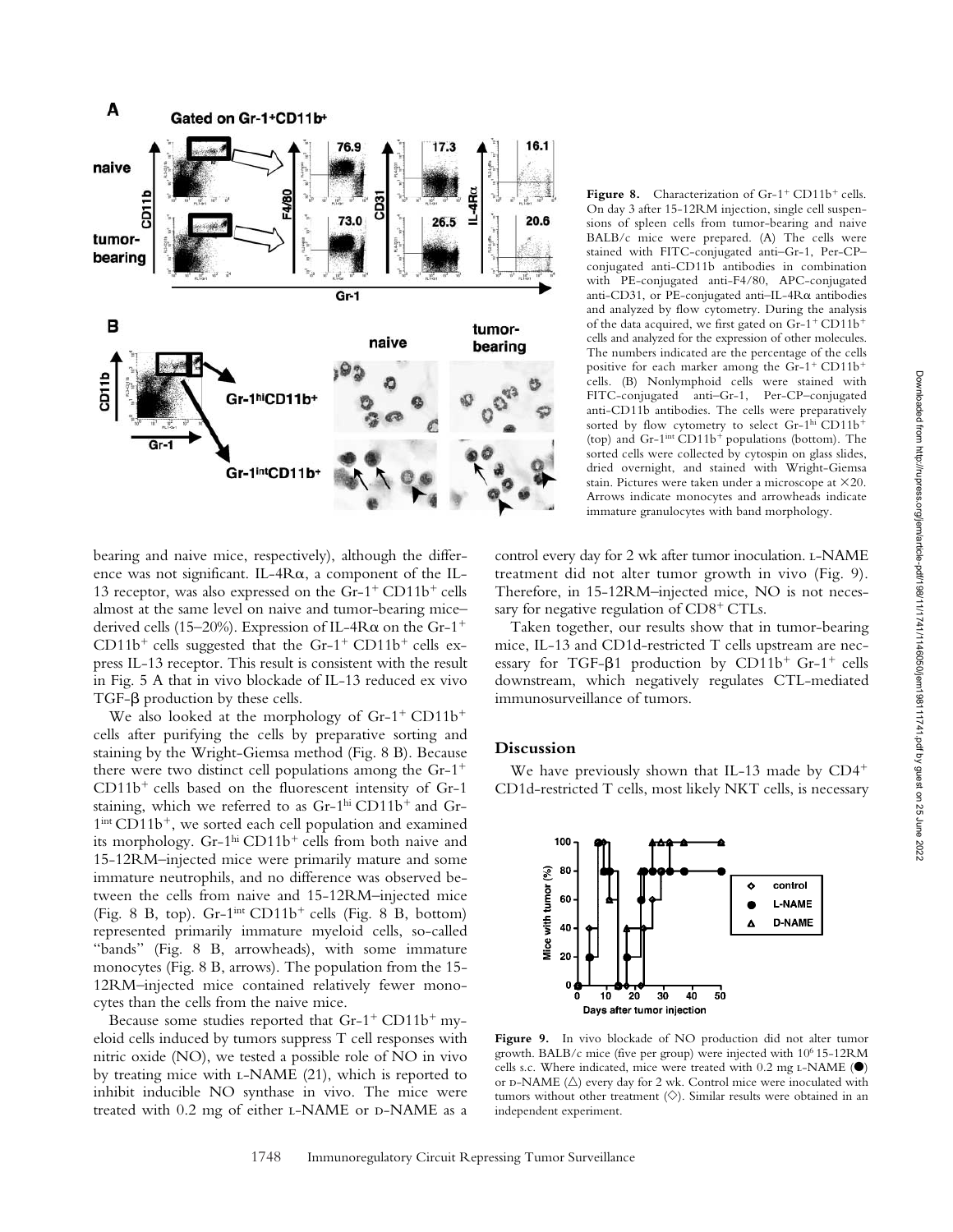**Figure 8.** Characterization of Gr-1+ CD11b+ cells. On day 3 after 15-12RM injection, single cell suspensions of spleen cells from tumor-bearing and naive BALB/c mice were prepared. (A) The cells were stained with FITC-conjugated anti–Gr-1, Per-CP–conjugated anti-CD11b antibodies in combination with PE-conjugated anti-F4/80, APC-conjugated anti-CD31, or PE-conjugated anti–IL-4Rα antibodies and analyzed by flow cytometry. During the analysis of the data acquired, we first gated on Gr-1+ CD11b+ cells and analyzed for the expression of other molecules. The numbers indicated are the percentage of the cells positive for each marker among the Gr-1+ CD11b+ cells. (B) Nonlymphoid cells were stained with FITC-conjugated anti–Gr-1, Per-CP–conjugated anti-CD11b antibodies. The cells were preparatively sorted by flow cytometry to select Gr-1hi CD11b+ (top) and Gr-1int CD11b+ populations (bottom). The sorted cells were collected by cytospin on glass slides, dried overnight, and stained with Wright-Giemsa stain. Pictures were taken under a microscope at ×20. Arrows indicate monocytes and arrowheads indicate immature granulocytes with band morphology.

bearing and naive mice, respectively), although the difference was not significant. IL-4Rα, a component of the IL-13 receptor, was also expressed on the Gr-1+ CD11b+ cells almost at the same level on naive and tumor-bearing mice–derived cells (15–20%). Expression of IL-4Rα on the Gr-1+ CD11b+ cells suggested that the Gr-1+ CD11b+ cells express IL-13 receptor. This result is consistent with the result in Fig. 5 A that in vivo blockade of IL-13 reduced ex vivo TGF-β production by these cells.

We also looked at the morphology of Gr-1+ CD11b+ cells after purifying the cells by preparative sorting and staining by the Wright-Giemsa method (Fig. 8 B). Because there were two distinct cell populations among the Gr-1+ CD11b+ cells based on the fluorescent intensity of Gr-1 staining, which we referred to as Gr-1hi CD11b+ and Gr-1int CD11b+, we sorted each cell population and examined its morphology. Gr-1hi CD11b+ cells from both naive and 15-12RM–injected mice were primarily mature and some immature neutrophils, and no difference was observed between the cells from naive and 15-12RM–injected mice (Fig. 8 B, top). Gr-1int CD11b+ cells (Fig. 8 B, bottom) represented primarily immature myeloid cells, so-called "bands" (Fig. 8 B, arrowheads), with some immature monocytes (Fig. 8 B, arrows). The population from the 15-12RM–injected mice contained relatively fewer monocytes than the cells from the naive mice.

Because some studies reported that Gr-1+ CD11b+ myeloid cells induced by tumors suppress T cell responses with nitric oxide (NO), we tested a possible role of NO in vivo by treating mice with L-NAME (21), which is reported to inhibit inducible NO synthase in vivo. The mice were treated with 0.2 mg of either L-NAME or D-NAME as a control every day for 2 wk after tumor inoculation. L-NAME treatment did not alter tumor growth in vivo (Fig. 9). Therefore, in 15-12RM–injected mice, NO is not necessary for negative regulation of CD8+ CTLs.

Taken together, our results show that in tumor-bearing mice, IL-13 and CD1d-restricted T cells upstream are necessary for TGF-β1 production by CD11b+ Gr-1+ cells downstream, which negatively regulates CTL-mediated immunosurveillance of tumors.

## Discussion

We have previously shown that IL-13 made by CD4+ CD1d-restricted T cells, most likely NKT cells, is necessary

**Figure 9.** In vivo blockade of NO production did not alter tumor growth. BALB/c mice (five per group) were injected with $10^6$ 15-12RM cells s.c. Where indicated, mice were treated with 0.2 mg L-NAME (●) or D-NAME (△) every day for 2 wk. Control mice were inoculated with tumors without other treatment (◇). Similar results were obtained in an independent experiment.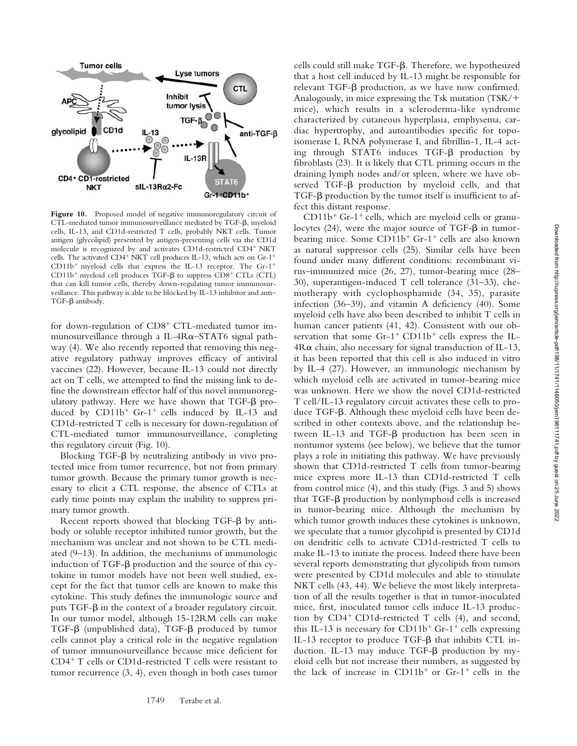**Figure 10.** Proposed model of negative immunoregulatory circuit of CTL-mediated tumor immunosurveillance mediated by TGF-β, myeloid cells, IL-13, and CD1d-restricted T cells, probably NKT cells. Tumor antigen (glycolipid) presented by antigen-presenting cells via the CD1d molecule is recognized by and activates CD1d-restricted CD4+ NKT cells. The activated CD4+ NKT cell produces IL-13, which acts on Gr-1+ CD11b+ myeloid cells that express the IL-13 receptor. The Gr-1+ CD11b+ myeloid cell produces TGF-β to suppress CD8+ CTLs (CTL) that can kill tumor cells, thereby down-regulating tumor immunosurveillance. This pathway is able to be blocked by IL-13 inhibitor and anti–TGF-β antibody.

for down-regulation of CD8+ CTL-mediated tumor immunosurveillance through a IL-4Rα–STAT6 signal pathway (4). We also recently reported that removing this negative regulatory pathway improves efficacy of antiviral vaccines (22). However, because IL-13 could not directly act on T cells, we attempted to find the missing link to define the downstream effector half of this novel immunoregulatory pathway. Here we have shown that TGF-β produced by CD11b+ Gr-1+ cells induced by IL-13 and CD1d-restricted T cells is necessary for down-regulation of CTL-mediated tumor immunosurveillance, completing this regulatory circuit (Fig. 10).

Blocking TGF-β by neutralizing antibody in vivo protected mice from tumor recurrence, but not from primary tumor growth. Because the primary tumor growth is necessary to elicit a CTL response, the absence of CTLs at early time points may explain the inability to suppress primary tumor growth.

Recent reports showed that blocking TGF-β by antibody or soluble receptor inhibited tumor growth, but the mechanism was unclear and not shown to be CTL mediated (9–13). In addition, the mechanisms of immunologic induction of TGF-β production and the source of this cytokine in tumor models have not been well studied, except for the fact that tumor cells are known to make this cytokine. This study defines the immunologic source and puts TGF-β in the context of a broader regulatory circuit. In our tumor model, although 15-12RM cells can make TGF-β (unpublished data), TGF-β produced by tumor cells cannot play a critical role in the negative regulation of tumor immunosurveillance because mice deficient for CD4+ T cells or CD1d-restricted T cells were resistant to tumor recurrence (3, 4), even though in both cases tumor cells could still make TGF-β. Therefore, we hypothesized that a host cell induced by IL-13 might be responsible for relevant TGF-β production, as we have now confirmed. Analogously, in mice expressing the Tsk mutation (TSK/+ mice), which results in a scleroderma-like syndrome characterized by cutaneous hyperplasia, emphysema, cardiac hypertrophy, and autoantibodies specific for topoisomerase I, RNA polymerase I, and fibrillin-1, IL-4 acting through STAT6 induces TGF-β production by fibroblasts (23). It is likely that CTL priming occurs in the draining lymph nodes and/or spleen, where we have observed TGF-β production by myeloid cells, and that TGF-β production by the tumor itself is insufficient to affect this distant response.

CD11b+ Gr-1+ cells, which are myeloid cells or granulocytes (24), were the major source of TGF-β in tumor-bearing mice. Some CD11b+ Gr-1+ cells are also known as natural suppressor cells (25). Similar cells have been found under many different conditions: recombinant virus–immunized mice (26, 27), tumor-bearing mice (28–30), superantigen-induced T cell tolerance (31–33), chemotherapy with cyclophosphamide (34, 35), parasite infection (36–39), and vitamin A deficiency (40). Some myeloid cells have also been described to inhibit T cells in human cancer patients (41, 42). Consistent with our observation that some Gr-1+ CD11b+ cells express the IL-4Rα chain, also necessary for signal transduction of IL-13, it has been reported that this cell is also induced in vitro by IL-4 (27). However, an immunologic mechanism by which myeloid cells are activated in tumor-bearing mice was unknown. Here we show the novel CD1d-restricted T cell/IL-13 regulatory circuit activates these cells to produce TGF-β. Although these myeloid cells have been described in other contexts above, and the relationship between IL-13 and TGF-β production has been seen in nontumor systems (see below), we believe that the tumor plays a role in initiating this pathway. We have previously shown that CD1d-restricted T cells from tumor-bearing mice express more IL-13 than CD1d-restricted T cells from control mice (4), and this study (Figs. 3 and 5) shows that TGF-β production by nonlymphoid cells is increased in tumor-bearing mice. Although the mechanism by which tumor growth induces these cytokines is unknown, we speculate that a tumor glycolipid is presented by CD1d on dendritic cells to activate CD1d-restricted T cells to make IL-13 to initiate the process. Indeed there have been several reports demonstrating that glycolipids from tumors were presented by CD1d molecules and able to stimulate NKT cells (43, 44). We believe the most likely interpretation of all the results together is that in tumor-inoculated mice, first, inoculated tumor cells induce IL-13 production by CD4+ CD1d-restricted T cells (4), and second, this IL-13 is necessary for CD11b+ Gr-1+ cells expressing IL-13 receptor to produce TGF-β that inhibits CTL induction. IL-13 may induce TGF-β production by myeloid cells but not increase their numbers, as suggested by the lack of increase in CD11b+ or Gr-1+ cells in the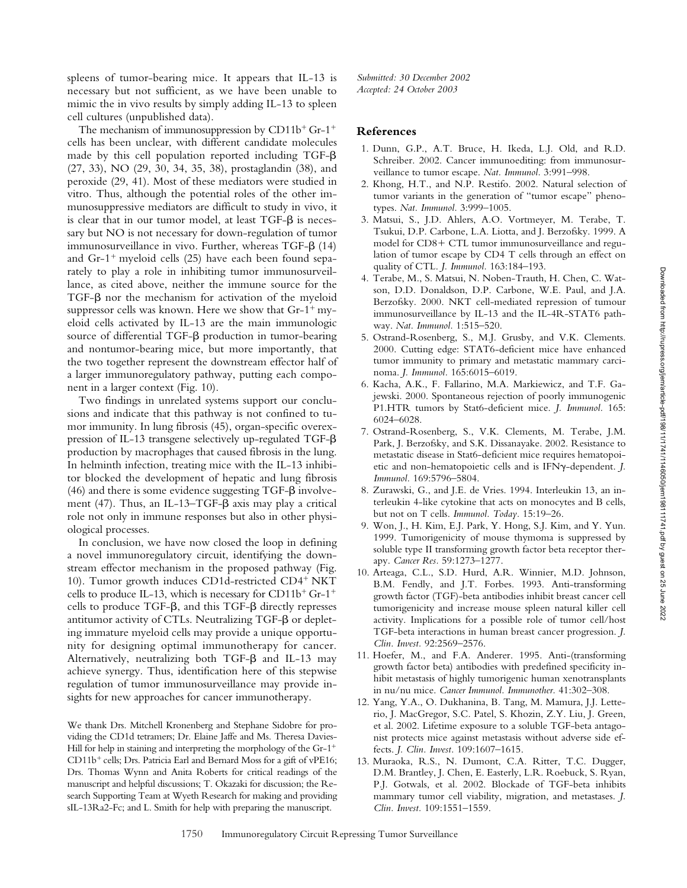spleens of tumor-bearing mice. It appears that IL-13 is necessary but not sufficient, as we have been unable to mimic the in vivo results by simply adding IL-13 to spleen cell cultures (unpublished data).

The mechanism of immunosuppression by $CD11b^+ Gr\text{-}1^+$ cells has been unclear, with different candidate molecules made by this cell population reported including TGF-β (27, 33), NO (29, 30, 34, 35, 38), prostaglandin (38), and peroxide (29, 41). Most of these mediators were studied in vitro. Thus, although the potential roles of the other immunosuppressive mediators are difficult to study in vivo, it is clear that in our tumor model, at least TGF-β is necessary but NO is not necessary for down-regulation of tumor immunosurveillance in vivo. Further, whereas TGF-β (14) and $Gr\text{-}1^+$ myeloid cells (25) have each been found separately to play a role in inhibiting tumor immunosurveillance, as cited above, neither the immune source for the TGF-β nor the mechanism for activation of the myeloid suppressor cells was known. Here we show that $Gr\text{-}1^+$ myeloid cells activated by IL-13 are the main immunologic source of differential TGF-β production in tumor-bearing and nontumor-bearing mice, but more importantly, that the two together represent the downstream effector half of a larger immunoregulatory pathway, putting each component in a larger context (Fig. 10).

Two findings in unrelated systems support our conclusions and indicate that this pathway is not confined to tumor immunity. In lung fibrosis (45), organ-specific overexpression of IL-13 transgene selectively up-regulated TGF-β production by macrophages that caused fibrosis in the lung. In helminth infection, treating mice with the IL-13 inhibitor blocked the development of hepatic and lung fibrosis (46) and there is some evidence suggesting TGF-β involvement (47). Thus, an IL-13–TGF-β axis may play a critical role not only in immune responses but also in other physiological processes.

In conclusion, we have now closed the loop in defining a novel immunoregulatory circuit, identifying the downstream effector mechanism in the proposed pathway (Fig. 10). Tumor growth induces CD1d-restricted $CD4^+$ NKT cells to produce IL-13, which is necessary for $CD11b^+ Gr\text{-}1^+$ cells to produce TGF-β, and this TGF-β directly represses antitumor activity of CTLs. Neutralizing TGF-β or depleting immature myeloid cells may provide a unique opportunity for designing optimal immunotherapy for cancer. Alternatively, neutralizing both TGF-β and IL-13 may achieve synergy. Thus, identification here of this stepwise regulation of tumor immunosurveillance may provide insights for new approaches for cancer immunotherapy.

We thank Drs. Mitchell Kronenberg and Stephane Sidobre for providing the CD1d tetramers; Dr. Elaine Jaffe and Ms. Theresa Davies-Hill for help in staining and interpreting the morphology of the $Gr\text{-}1^+$ $CD11b^+$ cells; Drs. Patricia Earl and Bernard Moss for a gift of vPE16; Drs. Thomas Wynn and Anita Roberts for critical readings of the manuscript and helpful discussions; T. Okazaki for discussion; the Research Supporting Team at Wyeth Research for making and providing sIL-13Ra2-Fc; and L. Smith for help with preparing the manuscript.

*Submitted: 30 December 2002*
*Accepted: 24 October 2003*

## References

1. Dunn, G.P., A.T. Bruce, H. Ikeda, L.J. Old, and R.D. Schreiber. 2002. Cancer immunoediting: from immunosurveillance to tumor escape. *Nat. Immunol.* 3:991–998.
2. Khong, H.T., and N.P. Restifo. 2002. Natural selection of tumor variants in the generation of "tumor escape" phenotypes. *Nat. Immunol.* 3:999–1005.
3. Matsui, S., J.D. Ahlers, A.O. Vortmeyer, M. Terabe, T. Tsukui, D.P. Carbone, L.A. Liotta, and J. Berzofsky. 1999. A model for CD8+ CTL tumor immunosurveillance and regulation of tumor escape by CD4 T cells through an effect on quality of CTL. *J. Immunol.* 163:184–193.
4. Terabe, M., S. Matsui, N. Noben-Trauth, H. Chen, C. Watson, D.D. Donaldson, D.P. Carbone, W.E. Paul, and J.A. Berzofsky. 2000. NKT cell-mediated repression of tumour immunosurveillance by IL-13 and the IL-4R-STAT6 pathway. *Nat. Immunol.* 1:515–520.
5. Ostrand-Rosenberg, S., M.J. Grusby, and V.K. Clements. 2000. Cutting edge: STAT6-deficient mice have enhanced tumor immunity to primary and metastatic mammary carcinoma. *J. Immunol.* 165:6015–6019.
6. Kacha, A.K., F. Fallarino, M.A. Markiewicz, and T.F. Gajewski. 2000. Spontaneous rejection of poorly immunogenic P1.HTR tumors by Stat6-deficient mice. *J. Immunol.* 165: 6024–6028.
7. Ostrand-Rosenberg, S., V.K. Clements, M. Terabe, J.M. Park, J. Berzofsky, and S.K. Dissanayake. 2002. Resistance to metastatic disease in Stat6-deficient mice requires hematopoietic and non-hematopoietic cells and is IFNγ-dependent. *J. Immunol.* 169:5796–5804.
8. Zurawski, G., and J.E. de Vries. 1994. Interleukin 13, an interleukin 4-like cytokine that acts on monocytes and B cells, but not on T cells. *Immunol. Today.* 15:19–26.
9. Won, J., H. Kim, E.J. Park, Y. Hong, S.J. Kim, and Y. Yun. 1999. Tumorigenicity of mouse thymoma is suppressed by soluble type II transforming growth factor beta receptor therapy. *Cancer Res.* 59:1273–1277.
10. Arteaga, C.L., S.D. Hurd, A.R. Winnier, M.D. Johnson, B.M. Fendly, and J.T. Forbes. 1993. Anti-transforming growth factor (TGF)-beta antibodies inhibit breast cancer cell tumorigenicity and increase mouse spleen natural killer cell activity. Implications for a possible role of tumor cell/host TGF-beta interactions in human breast cancer progression. *J. Clin. Invest.* 92:2569–2576.
11. Hoefer, M., and F.A. Anderer. 1995. Anti-(transforming growth factor beta) antibodies with predefined specificity inhibit metastasis of highly tumorigenic human xenotransplants in nu/nu mice. *Cancer Immunol. Immunother.* 41:302–308.
12. Yang, Y.A., O. Dukhanina, B. Tang, M. Mamura, J.J. Letterio, J. MacGregor, S.C. Patel, S. Khozin, Z.Y. Liu, J. Green, et al. 2002. Lifetime exposure to a soluble TGF-beta antagonist protects mice against metastasis without adverse side effects. *J. Clin. Invest.* 109:1607–1615.
13. Muraoka, R.S., N. Dumont, C.A. Ritter, T.C. Dugger, D.M. Brantley, J. Chen, E. Easterly, L.R. Roebuck, S. Ryan, P.J. Gotwals, et al. 2002. Blockade of TGF-beta inhibits mammary tumor cell viability, migration, and metastases. *J. Clin. Invest.* 109:1551–1559.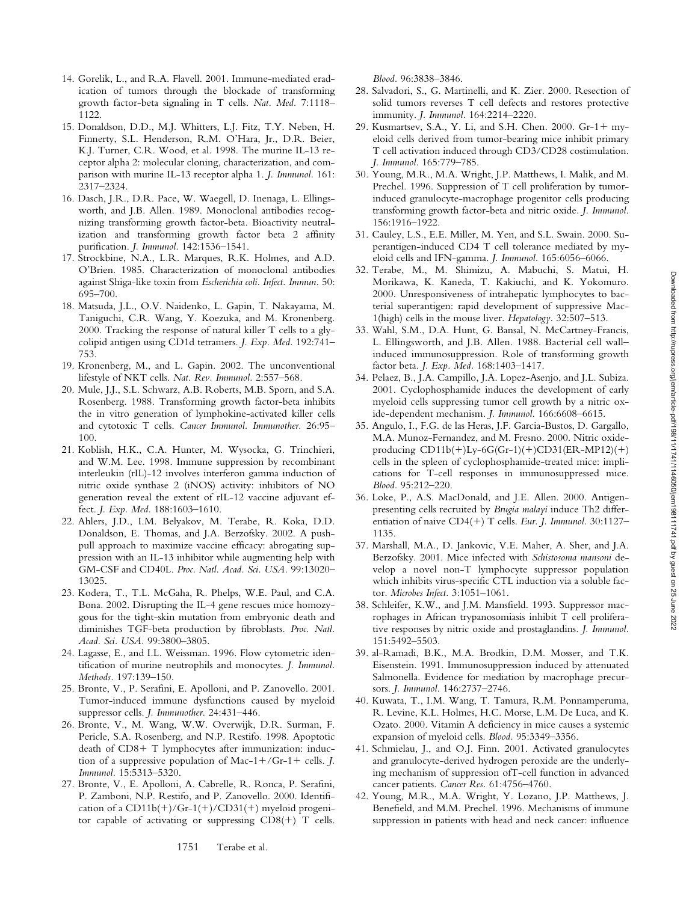14. Gorelik, L., and R.A. Flavell. 2001. Immune-mediated eradication of tumors through the blockade of transforming growth factor-beta signaling in T cells. *Nat. Med.* 7:1118–1122.
15. Donaldson, D.D., M.J. Whitters, L.J. Fitz, T.Y. Neben, H. Finnerty, S.L. Henderson, R.M. O'Hara, Jr., D.R. Beier, K.J. Turner, C.R. Wood, et al. 1998. The murine IL-13 receptor alpha 2: molecular cloning, characterization, and comparison with murine IL-13 receptor alpha 1. *J. Immunol.* 161:2317–2324.
16. Dasch, J.R., D.R. Pace, W. Waegell, D. Inenaga, L. Ellingsworth, and J.B. Allen. 1989. Monoclonal antibodies recognizing transforming growth factor-beta. Bioactivity neutralization and transforming growth factor beta 2 affinity purification. *J. Immunol.* 142:1536–1541.
17. Strockbine, N.A., L.R. Marques, R.K. Holmes, and A.D. O'Brien. 1985. Characterization of monoclonal antibodies against Shiga-like toxin from *Escherichia coli*. *Infect. Immun.* 50:695–700.
18. Matsuda, J.L., O.V. Naidenko, L. Gapin, T. Nakayama, M. Taniguchi, C.R. Wang, Y. Koezuka, and M. Kronenberg. 2000. Tracking the response of natural killer T cells to a glycolipid antigen using CD1d tetramers. *J. Exp. Med.* 192:741–753.
19. Kronenberg, M., and L. Gapin. 2002. The unconventional lifestyle of NKT cells. *Nat. Rev. Immunol.* 2:557–568.
20. Mule, J.J., S.L. Schwarz, A.B. Roberts, M.B. Sporn, and S.A. Rosenberg. 1988. Transforming growth factor-beta inhibits the in vitro generation of lymphokine-activated killer cells and cytotoxic T cells. *Cancer Immunol. Immunother.* 26:95–100.
21. Koblish, H.K., C.A. Hunter, M. Wysocka, G. Trinchieri, and W.M. Lee. 1998. Immune suppression by recombinant interleukin (rIL)-12 involves interferon gamma induction of nitric oxide synthase 2 (iNOS) activity: inhibitors of NO generation reveal the extent of rIL-12 vaccine adjuvant effect. *J. Exp. Med.* 188:1603–1610.
22. Ahlers, J.D., I.M. Belyakov, M. Terabe, R. Koka, D.D. Donaldson, E. Thomas, and J.A. Berzofsky. 2002. A push-pull approach to maximize vaccine efficacy: abrogating suppression with an IL-13 inhibitor while augmenting help with GM-CSF and CD40L. *Proc. Natl. Acad. Sci. USA.* 99:13020–13025.
23. Kodera, T., T.L. McGaha, R. Phelps, W.E. Paul, and C.A. Bona. 2002. Disrupting the IL-4 gene rescues mice homozygous for the tight-skin mutation from embryonic death and diminishes TGF-beta production by fibroblasts. *Proc. Natl. Acad. Sci. USA.* 99:3800–3805.
24. Lagasse, E., and I.L. Weissman. 1996. Flow cytometric identification of murine neutrophils and monocytes. *J. Immunol. Methods.* 197:139–150.
25. Bronte, V., P. Serafini, E. Apolloni, and P. Zanovello. 2001. Tumor-induced immune dysfunctions caused by myeloid suppressor cells. *J. Immunother.* 24:431–446.
26. Bronte, V., M. Wang, W.W. Overwijk, D.R. Surman, F. Pericle, S.A. Rosenberg, and N.P. Restifo. 1998. Apoptotic death of CD8+ T lymphocytes after immunization: induction of a suppressive population of Mac-1+/Gr-1+ cells. *J. Immunol.* 15:5313–5320.
27. Bronte, V., E. Apolloni, A. Cabrelle, R. Ronca, P. Serafini, P. Zamboni, N.P. Restifo, and P. Zanovello. 2000. Identification of a CD11b(+)/Gr-1(+)/CD31(+) myeloid progenitor capable of activating or suppressing CD8(+) T cells. *Blood.* 96:3838–3846.
28. Salvadori, S., G. Martinelli, and K. Zier. 2000. Resection of solid tumors reverses T cell defects and restores protective immunity. *J. Immunol.* 164:2214–2220.
29. Kusmartsev, S.A., Y. Li, and S.H. Chen. 2000. Gr-1+ myeloid cells derived from tumor-bearing mice inhibit primary T cell activation induced through CD3/CD28 costimulation. *J. Immunol.* 165:779–785.
30. Young, M.R., M.A. Wright, J.P. Matthews, I. Malik, and M. Prechel. 1996. Suppression of T cell proliferation by tumor-induced granulocyte-macrophage progenitor cells producing transforming growth factor-beta and nitric oxide. *J. Immunol.* 156:1916–1922.
31. Cauley, L.S., E.E. Miller, M. Yen, and S.L. Swain. 2000. Superantigen-induced CD4 T cell tolerance mediated by myeloid cells and IFN-gamma. *J. Immunol.* 165:6056–6066.
32. Terabe, M., M. Shimizu, A. Mabuchi, S. Matui, H. Morikawa, K. Kaneda, T. Kakiuchi, and K. Yokomuro. 2000. Unresponsiveness of intrahepatic lymphocytes to bacterial superantigen: rapid development of suppressive Mac-1(high) cells in the mouse liver. *Hepatology.* 32:507–513.
33. Wahl, S.M., D.A. Hunt, G. Bansal, N. McCartney-Francis, L. Ellingsworth, and J.B. Allen. 1988. Bacterial cell wall–induced immunosuppression. Role of transforming growth factor beta. *J. Exp. Med.* 168:1403–1417.
34. Pelaez, B., J.A. Campillo, J.A. Lopez-Asenjo, and J.L. Subiza. 2001. Cyclophosphamide induces the development of early myeloid cells suppressing tumor cell growth by a nitric oxide-dependent mechanism. *J. Immunol.* 166:6608–6615.
35. Angulo, I., F.G. de las Heras, J.F. Garcia-Bustos, D. Gargallo, M.A. Munoz-Fernandez, and M. Fresno. 2000. Nitric oxide-producing CD11b(+)Ly-6G(Gr-1)(+)CD31(ER-MP12)(+) cells in the spleen of cyclophosphamide-treated mice: implications for T-cell responses in immunosuppressed mice. *Blood.* 95:212–220.
36. Loke, P., A.S. MacDonald, and J.E. Allen. 2000. Antigen-presenting cells recruited by *Brugia malayi* induce Th2 differentiation of naive CD4(+) T cells. *Eur. J. Immunol.* 30:1127–1135.
37. Marshall, M.A., D. Jankovic, V.E. Maher, A. Sher, and J.A. Berzofsky. 2001. Mice infected with *Schistosoma mansoni* develop a novel non-T lymphocyte suppressor population which inhibits virus-specific CTL induction via a soluble factor. *Microbes Infect.* 3:1051–1061.
38. Schleifer, K.W., and J.M. Mansfield. 1993. Suppressor macrophages in African trypanosomiasis inhibit T cell proliferative responses by nitric oxide and prostaglandins. *J. Immunol.* 151:5492–5503.
39. al-Ramadi, B.K., M.A. Brodkin, D.M. Mosser, and T.K. Eisenstein. 1991. Immunosuppression induced by attenuated Salmonella. Evidence for mediation by macrophage precursors. *J. Immunol.* 146:2737–2746.
40. Kuwata, T., I.M. Wang, T. Tamura, R.M. Ponnamperuma, R. Levine, K.L. Holmes, H.C. Morse, L.M. De Luca, and K. Ozato. 2000. Vitamin A deficiency in mice causes a systemic expansion of myeloid cells. *Blood.* 95:3349–3356.
41. Schmielau, J., and O.J. Finn. 2001. Activated granulocytes and granulocyte-derived hydrogen peroxide are the underlying mechanism of suppression ofT-cell function in advanced cancer patients. *Cancer Res.* 61:4756–4760.
42. Young, M.R., M.A. Wright, Y. Lozano, J.P. Matthews, J. Benefield, and M.M. Prechel. 1996. Mechanisms of immune suppression in patients with head and neck cancer: influence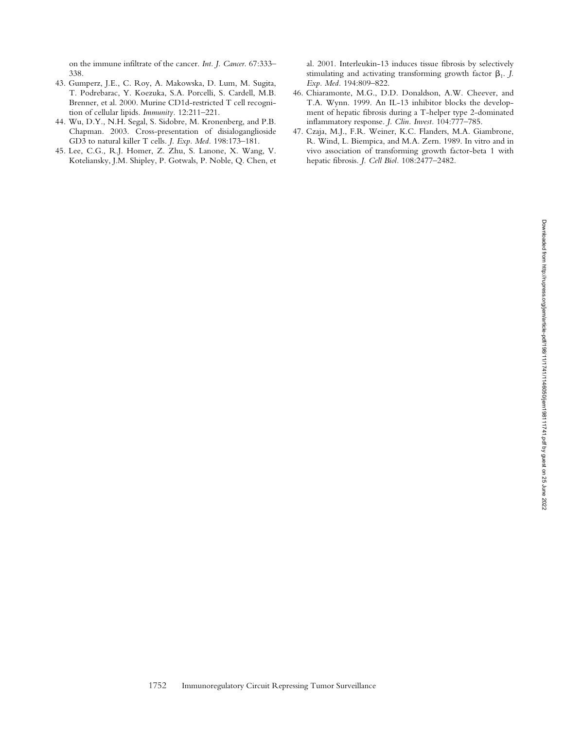on the immune infiltrate of the cancer. *Int. J. Cancer.* 67:333–338.

43. Gumperz, J.E., C. Roy, A. Makowska, D. Lum, M. Sugita, T. Podrebarac, Y. Koezuka, S.A. Porcelli, S. Cardell, M.B. Brenner, et al. 2000. Murine CD1d-restricted T cell recognition of cellular lipids. *Immunity.* 12:211–221.
44. Wu, D.Y., N.H. Segal, S. Sidobre, M. Kronenberg, and P.B. Chapman. 2003. Cross-presentation of disialoganglioside GD3 to natural killer T cells. *J. Exp. Med.* 198:173–181.
45. Lee, C.G., R.J. Homer, Z. Zhu, S. Lanone, X. Wang, V. Koteliansky, J.M. Shipley, P. Gotwals, P. Noble, Q. Chen, et al. 2001. Interleukin-13 induces tissue fibrosis by selectively stimulating and activating transforming growth factor $\beta_1$. *J. Exp. Med.* 194:809–822.
46. Chiaramonte, M.G., D.D. Donaldson, A.W. Cheever, and T.A. Wynn. 1999. An IL-13 inhibitor blocks the development of hepatic fibrosis during a T-helper type 2-dominated inflammatory response. *J. Clin. Invest.* 104:777–785.
47. Czaja, M.J., F.R. Weiner, K.C. Flanders, M.A. Giambrone, R. Wind, L. Biempica, and M.A. Zern. 1989. In vitro and in vivo association of transforming growth factor-beta 1 with hepatic fibrosis. *J. Cell Biol.* 108:2477–2482.